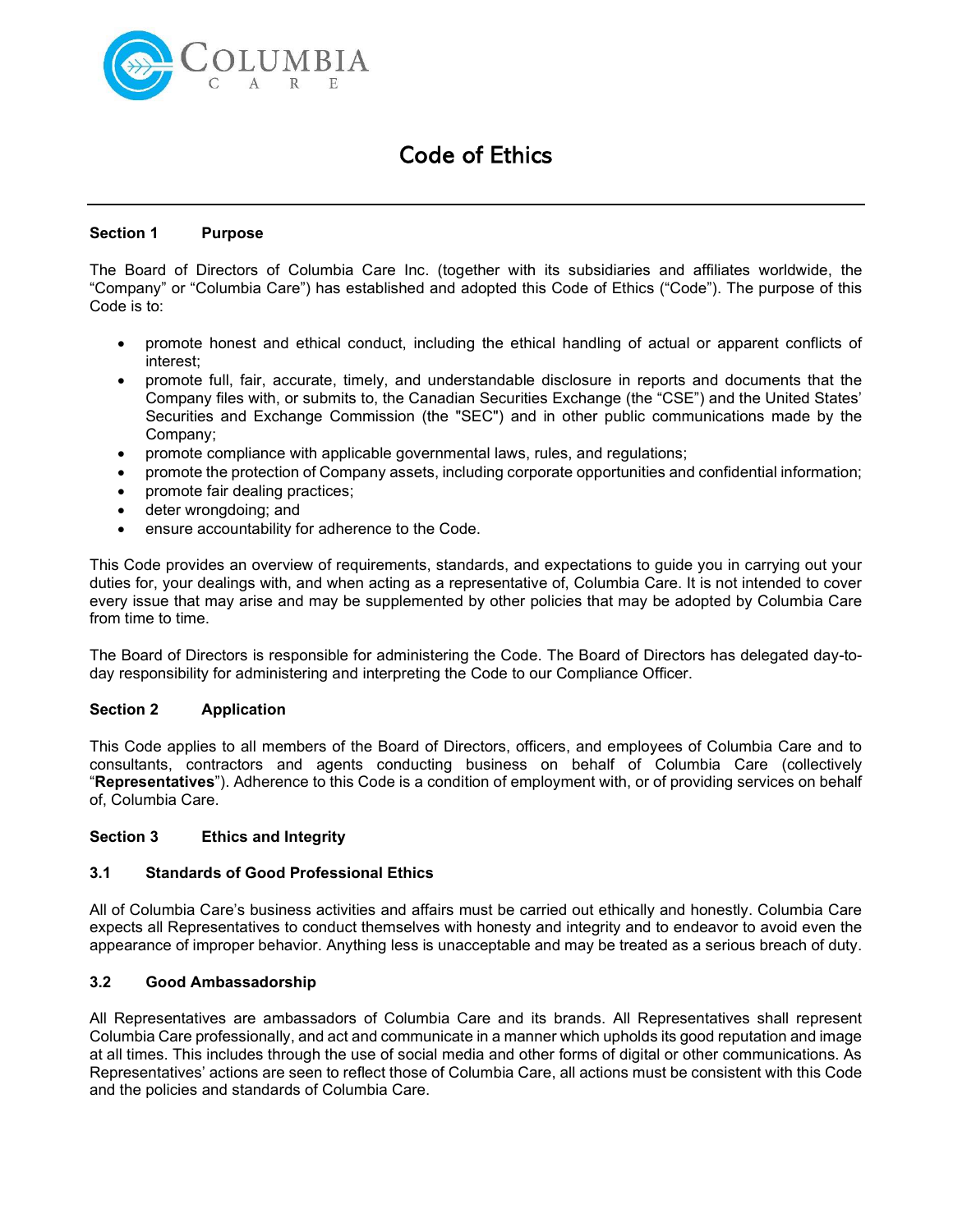# Code of Ethics

## Section 1 Purpose

The Board of Directors of Columbia Care Inc. (together with its subsidiaries and affiliates worldwide, the "Company" or "Columbia Care") has established and adopted this Code of Ethics ("Code"). The purpose of this Code is to:

- promote honest and ethical conduct, including the ethical handling of actual or apparent conflicts of interest;
- promote full, fair, accurate, timely, and understandable disclosure in reports and documents that the Company files with, or submits to, the Canadian Securities Exchange (the "CSE") and the United States' Securities and Exchange Commission (the "SEC") and in other public communications made by the Company;
- promote compliance with applicable governmental laws, rules, and regulations;
- promote the protection of Company assets, including corporate opportunities and confidential information;
- promote fair dealing practices;
- deter wrongdoing; and
- ensure accountability for adherence to the Code.

This Code provides an overview of requirements, standards, and expectations to guide you in carrying out your duties for, your dealings with, and when acting as a representative of, Columbia Care. It is not intended to cover every issue that may arise and may be supplemented by other policies that may be adopted by Columbia Care from time to time.

The Board of Directors is responsible for administering the Code. The Board of Directors has delegated day-to-day responsibility for administering and interpreting the Code to our Compliance Officer.

## Section 2 Application

This Code applies to all members of the Board of Directors, officers, and employees of Columbia Care and to consultants, contractors and agents conducting business on behalf of Columbia Care (collectively "**Representatives**"). Adherence to this Code is a condition of employment with, or of providing services on behalf of, Columbia Care.

## Section 3 Ethics and Integrity

### 3.1 Standards of Good Professional Ethics

All of Columbia Care's business activities and affairs must be carried out ethically and honestly. Columbia Care expects all Representatives to conduct themselves with honesty and integrity and to endeavor to avoid even the appearance of improper behavior. Anything less is unacceptable and may be treated as a serious breach of duty.

### 3.2 Good Ambassadorship

All Representatives are ambassadors of Columbia Care and its brands. All Representatives shall represent Columbia Care professionally, and act and communicate in a manner which upholds its good reputation and image at all times. This includes through the use of social media and other forms of digital or other communications. As Representatives' actions are seen to reflect those of Columbia Care, all actions must be consistent with this Code and the policies and standards of Columbia Care.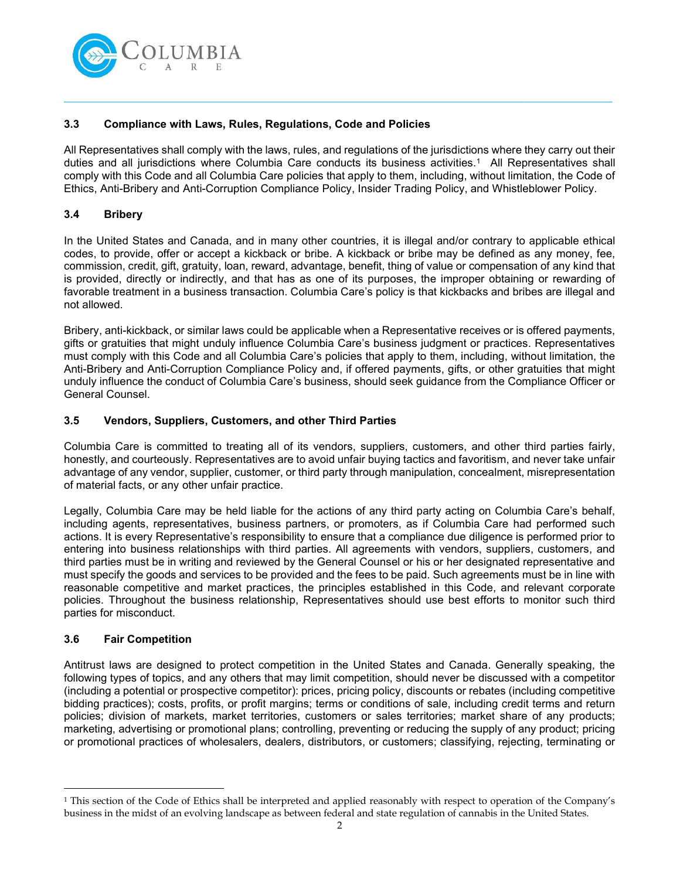### 3.3 Compliance with Laws, Rules, Regulations, Code and Policies

All Representatives shall comply with the laws, rules, and regulations of the jurisdictions where they carry out their duties and all jurisdictions where Columbia Care conducts its business activities.[1] All Representatives shall comply with this Code and all Columbia Care policies that apply to them, including, without limitation, the Code of Ethics, Anti-Bribery and Anti-Corruption Compliance Policy, Insider Trading Policy, and Whistleblower Policy.

### 3.4 Bribery

In the United States and Canada, and in many other countries, it is illegal and/or contrary to applicable ethical codes, to provide, offer or accept a kickback or bribe. A kickback or bribe may be defined as any money, fee, commission, credit, gift, gratuity, loan, reward, advantage, benefit, thing of value or compensation of any kind that is provided, directly or indirectly, and that has as one of its purposes, the improper obtaining or rewarding of favorable treatment in a business transaction. Columbia Care's policy is that kickbacks and bribes are illegal and not allowed.

Bribery, anti-kickback, or similar laws could be applicable when a Representative receives or is offered payments, gifts or gratuities that might unduly influence Columbia Care's business judgment or practices. Representatives must comply with this Code and all Columbia Care's policies that apply to them, including, without limitation, the Anti-Bribery and Anti-Corruption Compliance Policy and, if offered payments, gifts, or other gratuities that might unduly influence the conduct of Columbia Care's business, should seek guidance from the Compliance Officer or General Counsel.

### 3.5 Vendors, Suppliers, Customers, and other Third Parties

Columbia Care is committed to treating all of its vendors, suppliers, customers, and other third parties fairly, honestly, and courteously. Representatives are to avoid unfair buying tactics and favoritism, and never take unfair advantage of any vendor, supplier, customer, or third party through manipulation, concealment, misrepresentation of material facts, or any other unfair practice.

Legally, Columbia Care may be held liable for the actions of any third party acting on Columbia Care's behalf, including agents, representatives, business partners, or promoters, as if Columbia Care had performed such actions. It is every Representative's responsibility to ensure that a compliance due diligence is performed prior to entering into business relationships with third parties. All agreements with vendors, suppliers, customers, and third parties must be in writing and reviewed by the General Counsel or his or her designated representative and must specify the goods and services to be provided and the fees to be paid. Such agreements must be in line with reasonable competitive and market practices, the principles established in this Code, and relevant corporate policies. Throughout the business relationship, Representatives should use best efforts to monitor such third parties for misconduct.

### 3.6 Fair Competition

Antitrust laws are designed to protect competition in the United States and Canada. Generally speaking, the following types of topics, and any others that may limit competition, should never be discussed with a competitor (including a potential or prospective competitor): prices, pricing policy, discounts or rebates (including competitive bidding practices); costs, profits, or profit margins; terms or conditions of sale, including credit terms and return policies; division of markets, market territories, customers or sales territories; market share of any products; marketing, advertising or promotional plans; controlling, preventing or reducing the supply of any product; pricing or promotional practices of wholesalers, dealers, distributors, or customers; classifying, rejecting, terminating or

---

[1] This section of the Code of Ethics shall be interpreted and applied reasonably with respect to operation of the Company's business in the midst of an evolving landscape as between federal and state regulation of cannabis in the United States.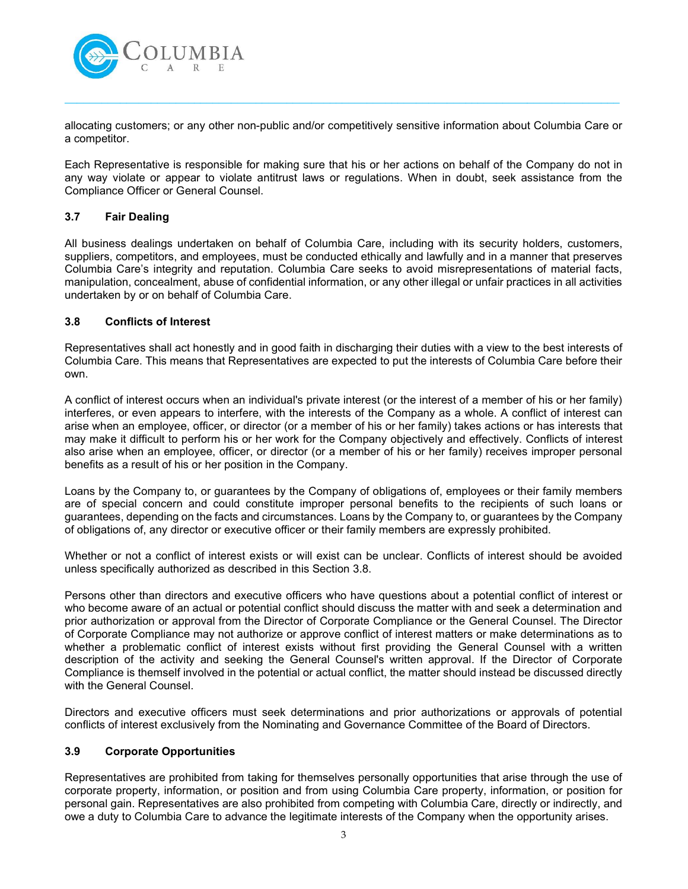allocating customers; or any other non-public and/or competitively sensitive information about Columbia Care or a competitor.

Each Representative is responsible for making sure that his or her actions on behalf of the Company do not in any way violate or appear to violate antitrust laws or regulations. When in doubt, seek assistance from the Compliance Officer or General Counsel.

### 3.7 Fair Dealing

All business dealings undertaken on behalf of Columbia Care, including with its security holders, customers, suppliers, competitors, and employees, must be conducted ethically and lawfully and in a manner that preserves Columbia Care's integrity and reputation. Columbia Care seeks to avoid misrepresentations of material facts, manipulation, concealment, abuse of confidential information, or any other illegal or unfair practices in all activities undertaken by or on behalf of Columbia Care.

### 3.8 Conflicts of Interest

Representatives shall act honestly and in good faith in discharging their duties with a view to the best interests of Columbia Care. This means that Representatives are expected to put the interests of Columbia Care before their own.

A conflict of interest occurs when an individual's private interest (or the interest of a member of his or her family) interferes, or even appears to interfere, with the interests of the Company as a whole. A conflict of interest can arise when an employee, officer, or director (or a member of his or her family) takes actions or has interests that may make it difficult to perform his or her work for the Company objectively and effectively. Conflicts of interest also arise when an employee, officer, or director (or a member of his or her family) receives improper personal benefits as a result of his or her position in the Company.

Loans by the Company to, or guarantees by the Company of obligations of, employees or their family members are of special concern and could constitute improper personal benefits to the recipients of such loans or guarantees, depending on the facts and circumstances. Loans by the Company to, or guarantees by the Company of obligations of, any director or executive officer or their family members are expressly prohibited.

Whether or not a conflict of interest exists or will exist can be unclear. Conflicts of interest should be avoided unless specifically authorized as described in this Section 3.8.

Persons other than directors and executive officers who have questions about a potential conflict of interest or who become aware of an actual or potential conflict should discuss the matter with and seek a determination and prior authorization or approval from the Director of Corporate Compliance or the General Counsel. The Director of Corporate Compliance may not authorize or approve conflict of interest matters or make determinations as to whether a problematic conflict of interest exists without first providing the General Counsel with a written description of the activity and seeking the General Counsel's written approval. If the Director of Corporate Compliance is themself involved in the potential or actual conflict, the matter should instead be discussed directly with the General Counsel.

Directors and executive officers must seek determinations and prior authorizations or approvals of potential conflicts of interest exclusively from the Nominating and Governance Committee of the Board of Directors.

### 3.9 Corporate Opportunities

Representatives are prohibited from taking for themselves personally opportunities that arise through the use of corporate property, information, or position and from using Columbia Care property, information, or position for personal gain. Representatives are also prohibited from competing with Columbia Care, directly or indirectly, and owe a duty to Columbia Care to advance the legitimate interests of the Company when the opportunity arises.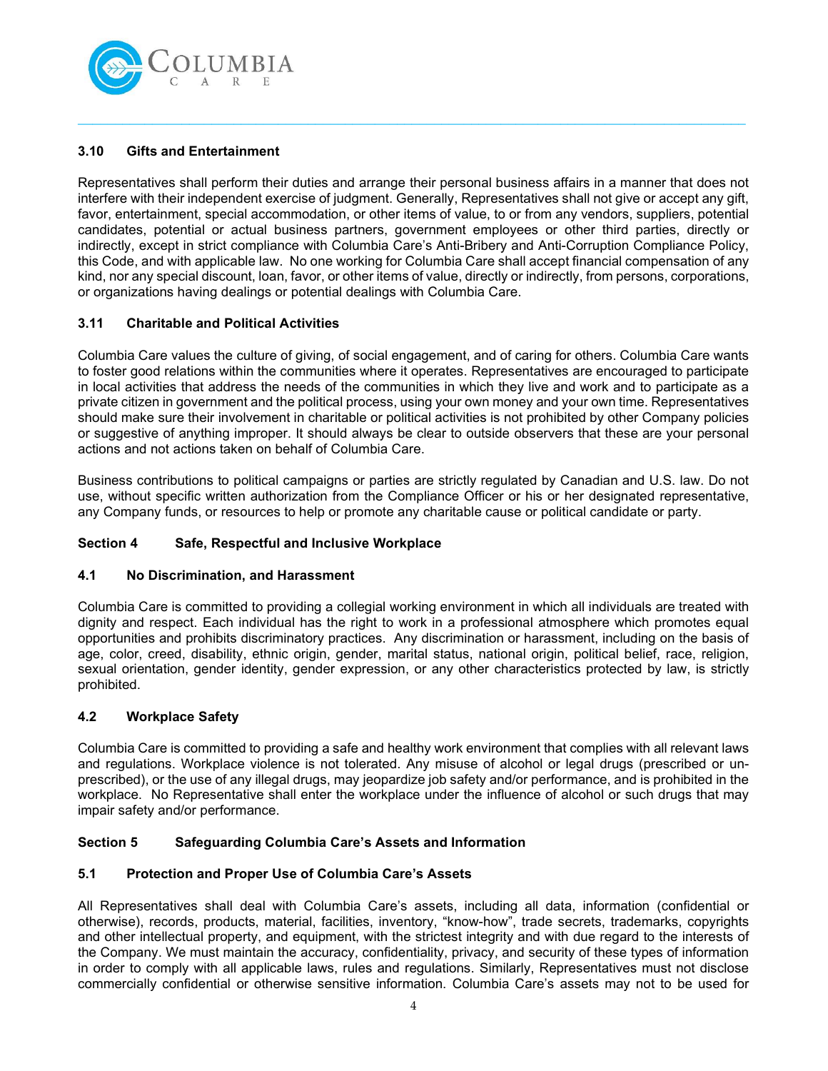### 3.10 Gifts and Entertainment

Representatives shall perform their duties and arrange their personal business affairs in a manner that does not interfere with their independent exercise of judgment. Generally, Representatives shall not give or accept any gift, favor, entertainment, special accommodation, or other items of value, to or from any vendors, suppliers, potential candidates, potential or actual business partners, government employees or other third parties, directly or indirectly, except in strict compliance with Columbia Care's Anti-Bribery and Anti-Corruption Compliance Policy, this Code, and with applicable law. No one working for Columbia Care shall accept financial compensation of any kind, nor any special discount, loan, favor, or other items of value, directly or indirectly, from persons, corporations, or organizations having dealings or potential dealings with Columbia Care.

### 3.11 Charitable and Political Activities

Columbia Care values the culture of giving, of social engagement, and of caring for others. Columbia Care wants to foster good relations within the communities where it operates. Representatives are encouraged to participate in local activities that address the needs of the communities in which they live and work and to participate as a private citizen in government and the political process, using your own money and your own time. Representatives should make sure their involvement in charitable or political activities is not prohibited by other Company policies or suggestive of anything improper. It should always be clear to outside observers that these are your personal actions and not actions taken on behalf of Columbia Care.

Business contributions to political campaigns or parties are strictly regulated by Canadian and U.S. law. Do not use, without specific written authorization from the Compliance Officer or his or her designated representative, any Company funds, or resources to help or promote any charitable cause or political candidate or party.

## Section 4 Safe, Respectful and Inclusive Workplace

### 4.1 No Discrimination, and Harassment

Columbia Care is committed to providing a collegial working environment in which all individuals are treated with dignity and respect. Each individual has the right to work in a professional atmosphere which promotes equal opportunities and prohibits discriminatory practices. Any discrimination or harassment, including on the basis of age, color, creed, disability, ethnic origin, gender, marital status, national origin, political belief, race, religion, sexual orientation, gender identity, gender expression, or any other characteristics protected by law, is strictly prohibited.

### 4.2 Workplace Safety

Columbia Care is committed to providing a safe and healthy work environment that complies with all relevant laws and regulations. Workplace violence is not tolerated. Any misuse of alcohol or legal drugs (prescribed or un-prescribed), or the use of any illegal drugs, may jeopardize job safety and/or performance, and is prohibited in the workplace. No Representative shall enter the workplace under the influence of alcohol or such drugs that may impair safety and/or performance.

## Section 5 Safeguarding Columbia Care's Assets and Information

### 5.1 Protection and Proper Use of Columbia Care's Assets

All Representatives shall deal with Columbia Care's assets, including all data, information (confidential or otherwise), records, products, material, facilities, inventory, "know-how", trade secrets, trademarks, copyrights and other intellectual property, and equipment, with the strictest integrity and with due regard to the interests of the Company. We must maintain the accuracy, confidentiality, privacy, and security of these types of information in order to comply with all applicable laws, rules and regulations. Similarly, Representatives must not disclose commercially confidential or otherwise sensitive information. Columbia Care's assets may not to be used for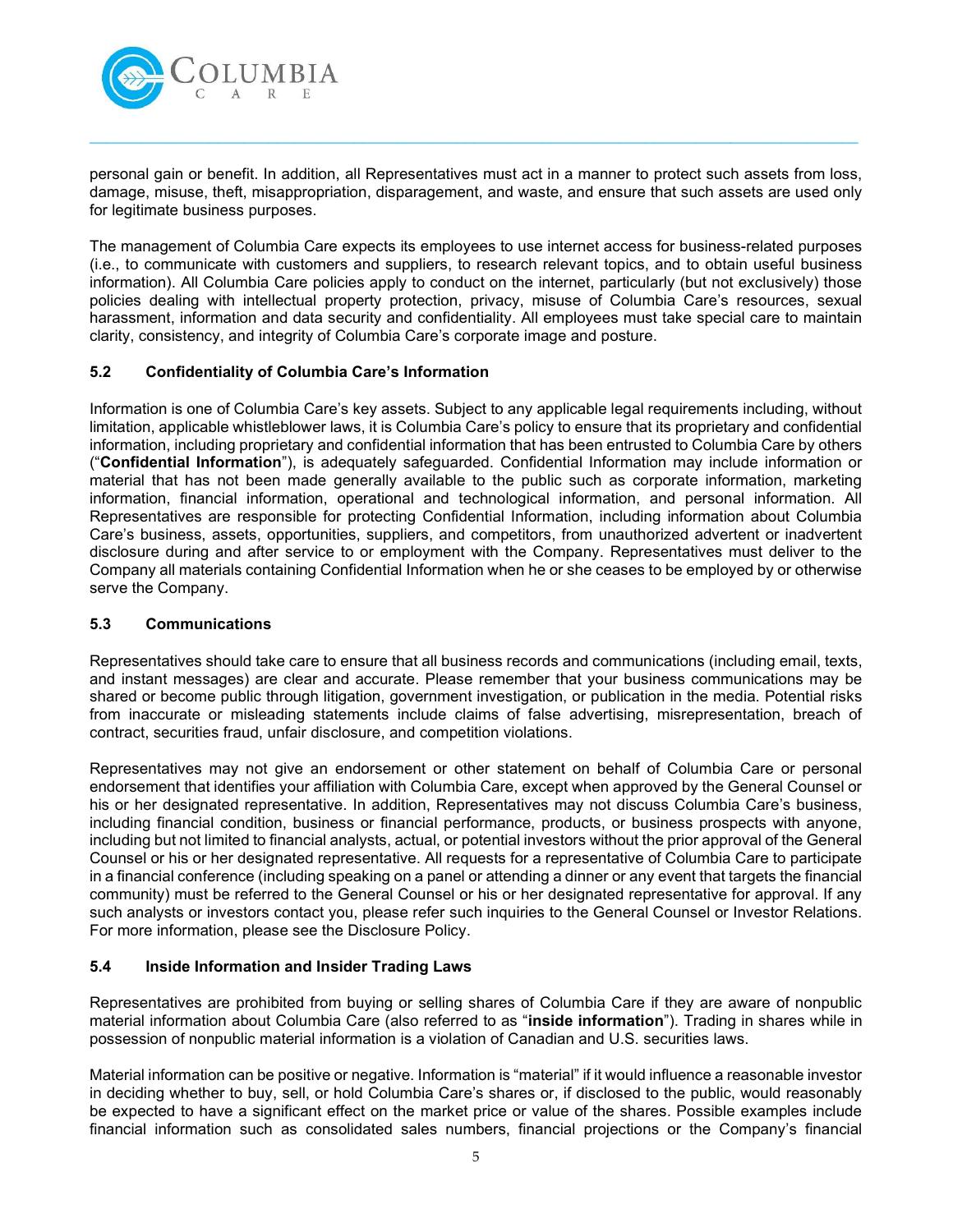personal gain or benefit. In addition, all Representatives must act in a manner to protect such assets from loss, damage, misuse, theft, misappropriation, disparagement, and waste, and ensure that such assets are used only for legitimate business purposes.

The management of Columbia Care expects its employees to use internet access for business-related purposes (i.e., to communicate with customers and suppliers, to research relevant topics, and to obtain useful business information). All Columbia Care policies apply to conduct on the internet, particularly (but not exclusively) those policies dealing with intellectual property protection, privacy, misuse of Columbia Care's resources, sexual harassment, information and data security and confidentiality. All employees must take special care to maintain clarity, consistency, and integrity of Columbia Care's corporate image and posture.

### 5.2 Confidentiality of Columbia Care's Information

Information is one of Columbia Care's key assets. Subject to any applicable legal requirements including, without limitation, applicable whistleblower laws, it is Columbia Care's policy to ensure that its proprietary and confidential information, including proprietary and confidential information that has been entrusted to Columbia Care by others ("**Confidential Information**"), is adequately safeguarded. Confidential Information may include information or material that has not been made generally available to the public such as corporate information, marketing information, financial information, operational and technological information, and personal information. All Representatives are responsible for protecting Confidential Information, including information about Columbia Care's business, assets, opportunities, suppliers, and competitors, from unauthorized advertent or inadvertent disclosure during and after service to or employment with the Company. Representatives must deliver to the Company all materials containing Confidential Information when he or she ceases to be employed by or otherwise serve the Company.

### 5.3 Communications

Representatives should take care to ensure that all business records and communications (including email, texts, and instant messages) are clear and accurate. Please remember that your business communications may be shared or become public through litigation, government investigation, or publication in the media. Potential risks from inaccurate or misleading statements include claims of false advertising, misrepresentation, breach of contract, securities fraud, unfair disclosure, and competition violations.

Representatives may not give an endorsement or other statement on behalf of Columbia Care or personal endorsement that identifies your affiliation with Columbia Care, except when approved by the General Counsel or his or her designated representative. In addition, Representatives may not discuss Columbia Care's business, including financial condition, business or financial performance, products, or business prospects with anyone, including but not limited to financial analysts, actual, or potential investors without the prior approval of the General Counsel or his or her designated representative. All requests for a representative of Columbia Care to participate in a financial conference (including speaking on a panel or attending a dinner or any event that targets the financial community) must be referred to the General Counsel or his or her designated representative for approval. If any such analysts or investors contact you, please refer such inquiries to the General Counsel or Investor Relations. For more information, please see the Disclosure Policy.

### 5.4 Inside Information and Insider Trading Laws

Representatives are prohibited from buying or selling shares of Columbia Care if they are aware of nonpublic material information about Columbia Care (also referred to as "**inside information**"). Trading in shares while in possession of nonpublic material information is a violation of Canadian and U.S. securities laws.

Material information can be positive or negative. Information is "material" if it would influence a reasonable investor in deciding whether to buy, sell, or hold Columbia Care's shares or, if disclosed to the public, would reasonably be expected to have a significant effect on the market price or value of the shares. Possible examples include financial information such as consolidated sales numbers, financial projections or the Company's financial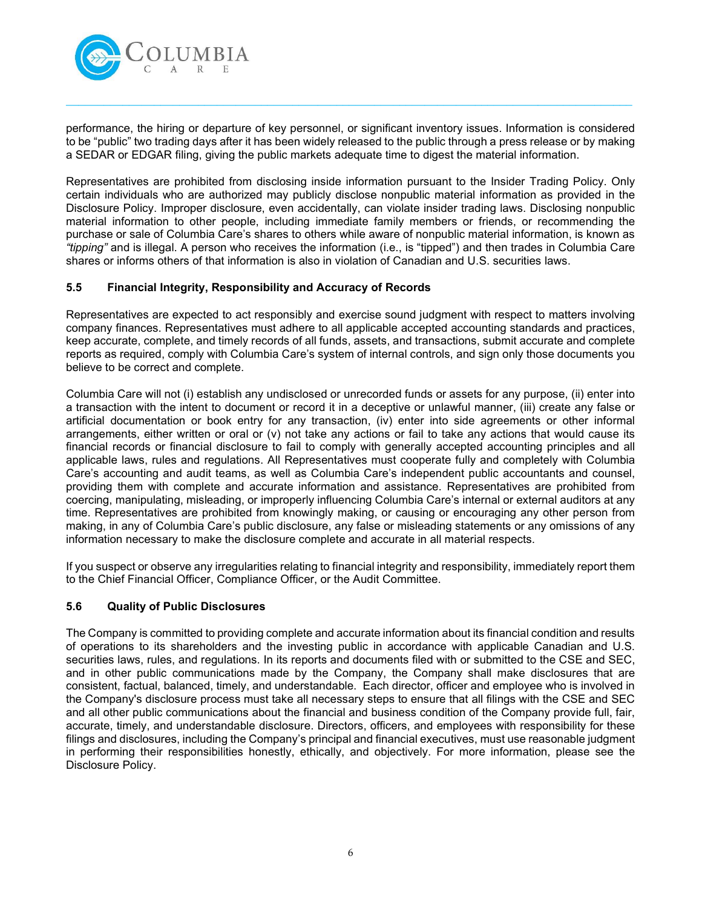performance, the hiring or departure of key personnel, or significant inventory issues. Information is considered to be "public" two trading days after it has been widely released to the public through a press release or by making a SEDAR or EDGAR filing, giving the public markets adequate time to digest the material information.

Representatives are prohibited from disclosing inside information pursuant to the Insider Trading Policy. Only certain individuals who are authorized may publicly disclose nonpublic material information as provided in the Disclosure Policy. Improper disclosure, even accidentally, can violate insider trading laws. Disclosing nonpublic material information to other people, including immediate family members or friends, or recommending the purchase or sale of Columbia Care's shares to others while aware of nonpublic material information, is known as *"tipping"* and is illegal. A person who receives the information (i.e., is "tipped") and then trades in Columbia Care shares or informs others of that information is also in violation of Canadian and U.S. securities laws.

### 5.5 Financial Integrity, Responsibility and Accuracy of Records

Representatives are expected to act responsibly and exercise sound judgment with respect to matters involving company finances. Representatives must adhere to all applicable accepted accounting standards and practices, keep accurate, complete, and timely records of all funds, assets, and transactions, submit accurate and complete reports as required, comply with Columbia Care's system of internal controls, and sign only those documents you believe to be correct and complete.

Columbia Care will not (i) establish any undisclosed or unrecorded funds or assets for any purpose, (ii) enter into a transaction with the intent to document or record it in a deceptive or unlawful manner, (iii) create any false or artificial documentation or book entry for any transaction, (iv) enter into side agreements or other informal arrangements, either written or oral or (v) not take any actions or fail to take any actions that would cause its financial records or financial disclosure to fail to comply with generally accepted accounting principles and all applicable laws, rules and regulations. All Representatives must cooperate fully and completely with Columbia Care's accounting and audit teams, as well as Columbia Care's independent public accountants and counsel, providing them with complete and accurate information and assistance. Representatives are prohibited from coercing, manipulating, misleading, or improperly influencing Columbia Care's internal or external auditors at any time. Representatives are prohibited from knowingly making, or causing or encouraging any other person from making, in any of Columbia Care's public disclosure, any false or misleading statements or any omissions of any information necessary to make the disclosure complete and accurate in all material respects.

If you suspect or observe any irregularities relating to financial integrity and responsibility, immediately report them to the Chief Financial Officer, Compliance Officer, or the Audit Committee.

### 5.6 Quality of Public Disclosures

The Company is committed to providing complete and accurate information about its financial condition and results of operations to its shareholders and the investing public in accordance with applicable Canadian and U.S. securities laws, rules, and regulations. In its reports and documents filed with or submitted to the CSE and SEC, and in other public communications made by the Company, the Company shall make disclosures that are consistent, factual, balanced, timely, and understandable. Each director, officer and employee who is involved in the Company's disclosure process must take all necessary steps to ensure that all filings with the CSE and SEC and all other public communications about the financial and business condition of the Company provide full, fair, accurate, timely, and understandable disclosure. Directors, officers, and employees with responsibility for these filings and disclosures, including the Company's principal and financial executives, must use reasonable judgment in performing their responsibilities honestly, ethically, and objectively. For more information, please see the Disclosure Policy.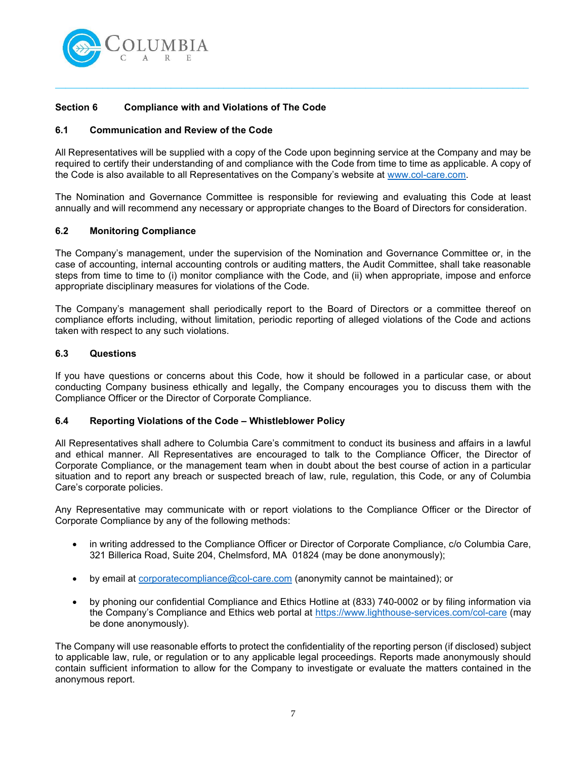## Section 6 Compliance with and Violations of The Code

### 6.1 Communication and Review of the Code

All Representatives will be supplied with a copy of the Code upon beginning service at the Company and may be required to certify their understanding of and compliance with the Code from time to time as applicable. A copy of the Code is also available to all Representatives on the Company's website at www.col-care.com.

The Nomination and Governance Committee is responsible for reviewing and evaluating this Code at least annually and will recommend any necessary or appropriate changes to the Board of Directors for consideration.

### 6.2 Monitoring Compliance

The Company's management, under the supervision of the Nomination and Governance Committee or, in the case of accounting, internal accounting controls or auditing matters, the Audit Committee, shall take reasonable steps from time to time to (i) monitor compliance with the Code, and (ii) when appropriate, impose and enforce appropriate disciplinary measures for violations of the Code.

The Company's management shall periodically report to the Board of Directors or a committee thereof on compliance efforts including, without limitation, periodic reporting of alleged violations of the Code and actions taken with respect to any such violations.

### 6.3 Questions

If you have questions or concerns about this Code, how it should be followed in a particular case, or about conducting Company business ethically and legally, the Company encourages you to discuss them with the Compliance Officer or the Director of Corporate Compliance.

### 6.4 Reporting Violations of the Code – Whistleblower Policy

All Representatives shall adhere to Columbia Care's commitment to conduct its business and affairs in a lawful and ethical manner. All Representatives are encouraged to talk to the Compliance Officer, the Director of Corporate Compliance, or the management team when in doubt about the best course of action in a particular situation and to report any breach or suspected breach of law, rule, regulation, this Code, or any of Columbia Care's corporate policies.

Any Representative may communicate with or report violations to the Compliance Officer or the Director of Corporate Compliance by any of the following methods:

- in writing addressed to the Compliance Officer or Director of Corporate Compliance, c/o Columbia Care, 321 Billerica Road, Suite 204, Chelmsford, MA 01824 (may be done anonymously);
- by email at corporatecompliance@col-care.com (anonymity cannot be maintained); or
- by phoning our confidential Compliance and Ethics Hotline at (833) 740-0002 or by filing information via the Company's Compliance and Ethics web portal at https://www.lighthouse-services.com/col-care (may be done anonymously).

The Company will use reasonable efforts to protect the confidentiality of the reporting person (if disclosed) subject to applicable law, rule, or regulation or to any applicable legal proceedings. Reports made anonymously should contain sufficient information to allow for the Company to investigate or evaluate the matters contained in the anonymous report.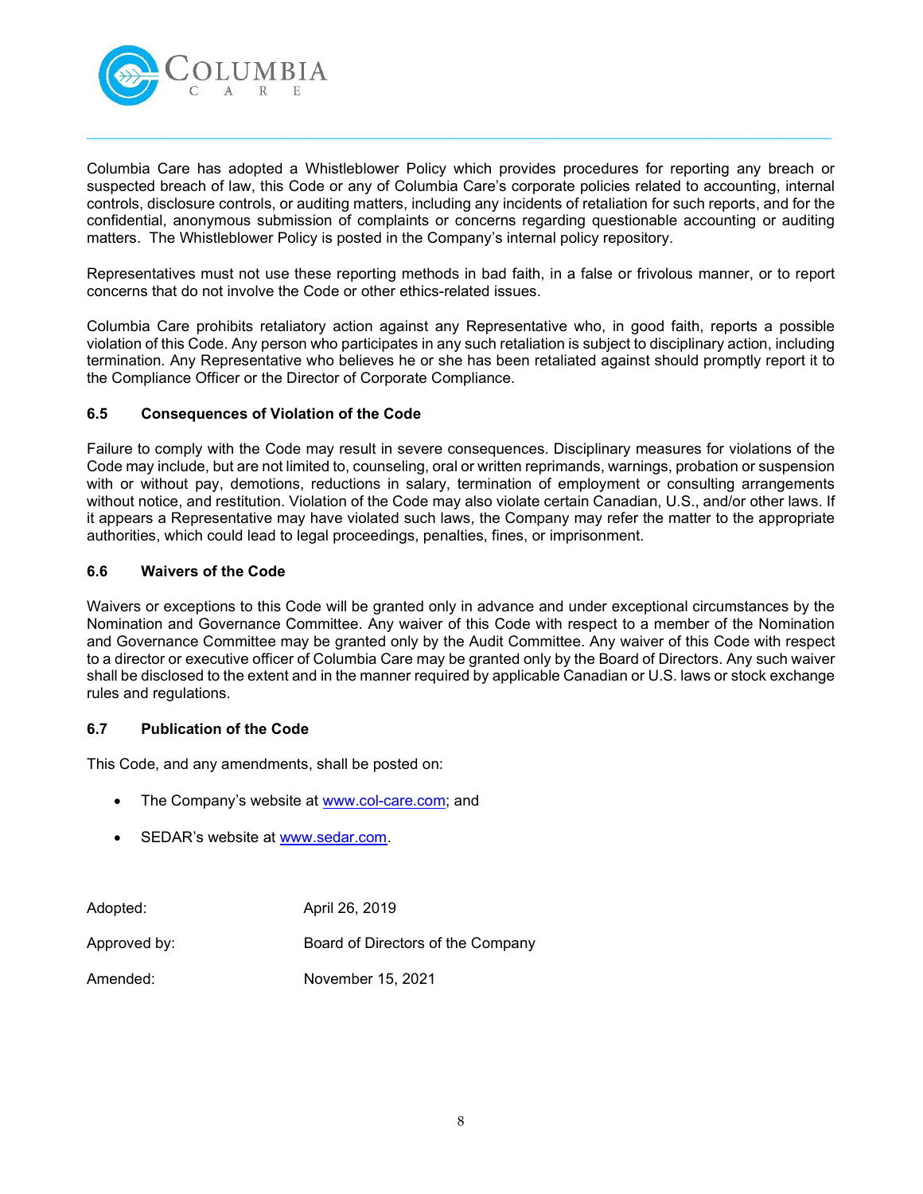Columbia Care has adopted a Whistleblower Policy which provides procedures for reporting any breach or suspected breach of law, this Code or any of Columbia Care's corporate policies related to accounting, internal controls, disclosure controls, or auditing matters, including any incidents of retaliation for such reports, and for the confidential, anonymous submission of complaints or concerns regarding questionable accounting or auditing matters. The Whistleblower Policy is posted in the Company's internal policy repository.

Representatives must not use these reporting methods in bad faith, in a false or frivolous manner, or to report concerns that do not involve the Code or other ethics-related issues.

Columbia Care prohibits retaliatory action against any Representative who, in good faith, reports a possible violation of this Code. Any person who participates in any such retaliation is subject to disciplinary action, including termination. Any Representative who believes he or she has been retaliated against should promptly report it to the Compliance Officer or the Director of Corporate Compliance.

### 6.5 Consequences of Violation of the Code

Failure to comply with the Code may result in severe consequences. Disciplinary measures for violations of the Code may include, but are not limited to, counseling, oral or written reprimands, warnings, probation or suspension with or without pay, demotions, reductions in salary, termination of employment or consulting arrangements without notice, and restitution. Violation of the Code may also violate certain Canadian, U.S., and/or other laws. If it appears a Representative may have violated such laws, the Company may refer the matter to the appropriate authorities, which could lead to legal proceedings, penalties, fines, or imprisonment.

### 6.6 Waivers of the Code

Waivers or exceptions to this Code will be granted only in advance and under exceptional circumstances by the Nomination and Governance Committee. Any waiver of this Code with respect to a member of the Nomination and Governance Committee may be granted only by the Audit Committee. Any waiver of this Code with respect to a director or executive officer of Columbia Care may be granted only by the Board of Directors. Any such waiver shall be disclosed to the extent and in the manner required by applicable Canadian or U.S. laws or stock exchange rules and regulations.

### 6.7 Publication of the Code

This Code, and any amendments, shall be posted on:

- The Company's website at www.col-care.com; and
- SEDAR's website at www.sedar.com.

| | |
|---|---|
| Adopted: | April 26, 2019 |
| Approved by: | Board of Directors of the Company |
| Amended: | November 15, 2021 |